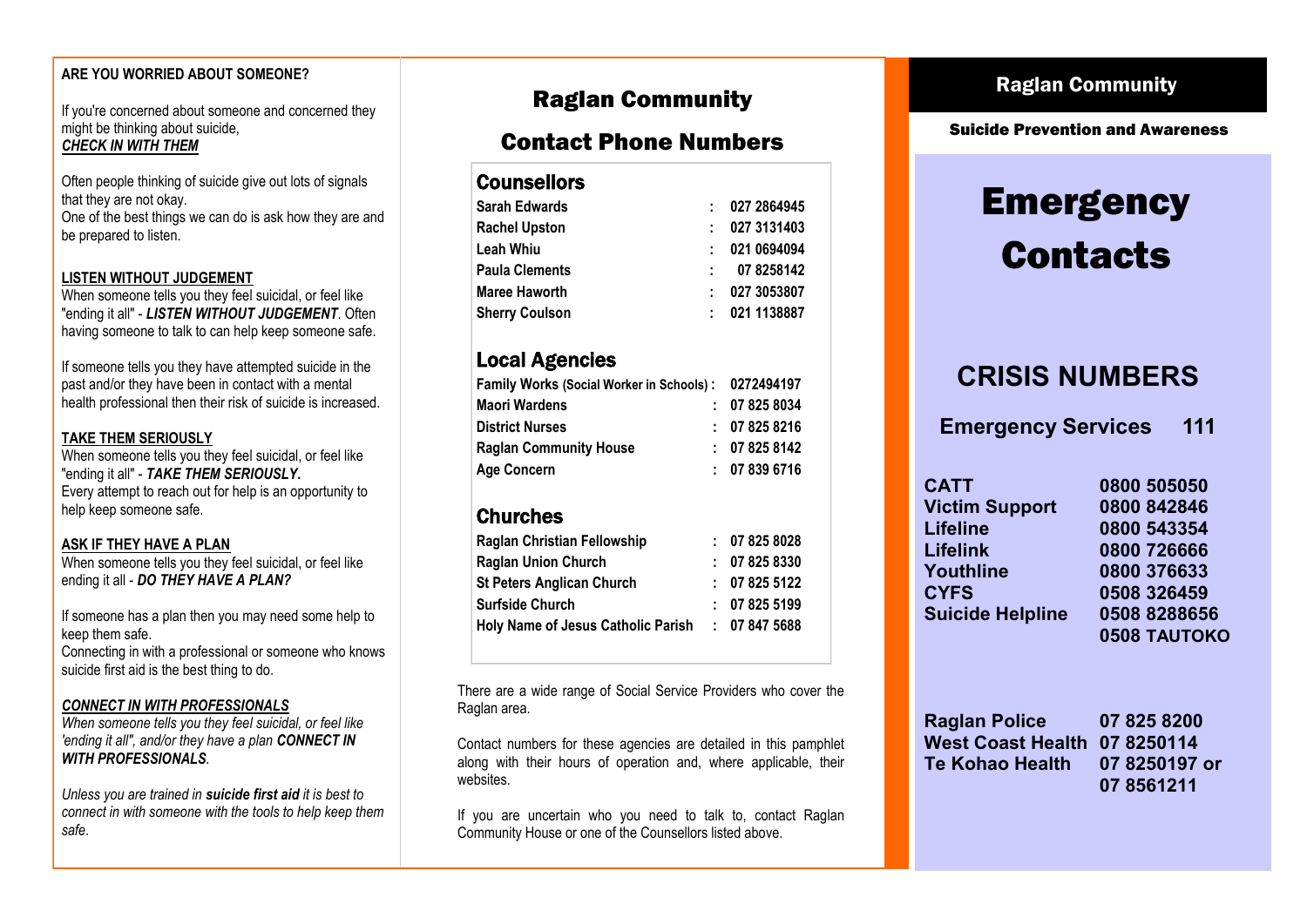## ARE YOU WORRIED ABOUT SOMEONE?

If you're concerned about someone and concerned they might be thinking about suicide,
***CHECK IN WITH THEM***

Often people thinking of suicide give out lots of signals that they are not okay.
One of the best things we can do is ask how they are and be prepared to listen.

**LISTEN WITHOUT JUDGEMENT**
When someone tells you they feel suicidal, or feel like "ending it all" - ***LISTEN WITHOUT JUDGEMENT***. Often having someone to talk to can help keep someone safe.

If someone tells you they have attempted suicide in the past and/or they have been in contact with a mental health professional then their risk of suicide is increased.

**TAKE THEM SERIOUSLY**
When someone tells you they feel suicidal, or feel like "ending it all" - ***TAKE THEM SERIOUSLY.***
Every attempt to reach out for help is an opportunity to help keep someone safe.

**ASK IF THEY HAVE A PLAN**
When someone tells you they feel suicidal, or feel like ending it all - ***DO THEY HAVE A PLAN?***

If someone has a plan then you may need some help to keep them safe.
Connecting in with a professional or someone who knows suicide first aid is the best thing to do.

***CONNECT IN WITH PROFESSIONALS***
*When someone tells you they feel suicidal, or feel like 'ending it all", and/or they have a plan* ***CONNECT IN WITH PROFESSIONALS****.*

*Unless you are trained in* ***suicide first aid*** *it is best to connect in with someone with the tools to help keep them safe.*

# Raglan Community

# Contact Phone Numbers

## Counsellors

| Name | | Number |
|---|---|---|
| Sarah Edwards | : | 027 2864945 |
| Rachel Upston | : | 027 3131403 |
| Leah Whiu | : | 021 0694094 |
| Paula Clements | : | 07 8258142 |
| Maree Haworth | : | 027 3053807 |
| Sherry Coulson | : | 021 1138887 |

## Local Agencies

| Agency | | Number |
|---|---|---|
| Family Works (Social Worker in Schools) | : | 0272494197 |
| Maori Wardens | : | 07 825 8034 |
| District Nurses | : | 07 825 8216 |
| Raglan Community House | : | 07 825 8142 |
| Age Concern | : | 07 839 6716 |

## Churches

| Church | | Number |
|---|---|---|
| Raglan Christian Fellowship | : | 07 825 8028 |
| Raglan Union Church | : | 07 825 8330 |
| St Peters Anglican Church | : | 07 825 5122 |
| Surfside Church | : | 07 825 5199 |
| Holy Name of Jesus Catholic Parish | : | 07 847 5688 |

There are a wide range of Social Service Providers who cover the Raglan area.

Contact numbers for these agencies are detailed in this pamphlet along with their hours of operation and, where applicable, their websites.

If you are uncertain who you need to talk to, contact Raglan Community House or one of the Counsellors listed above.

## Raglan Community

**Suicide Prevention and Awareness**

# Emergency Contacts

## CRISIS NUMBERS

**Emergency Services 111**

| Service | Number |
|---|---|
| CATT | 0800 505050 |
| Victim Support | 0800 842846 |
| Lifeline | 0800 543354 |
| Lifelink | 0800 726666 |
| Youthline | 0800 376633 |
| CYFS | 0508 326459 |
| Suicide Helpline | 0508 8288656<br>0508 TAUTOKO |

| Service | Number |
|---|---|
| Raglan Police | 07 825 8200 |
| West Coast Health | 07 8250114 |
| Te Kohao Health | 07 8250197 or<br>07 8561211 |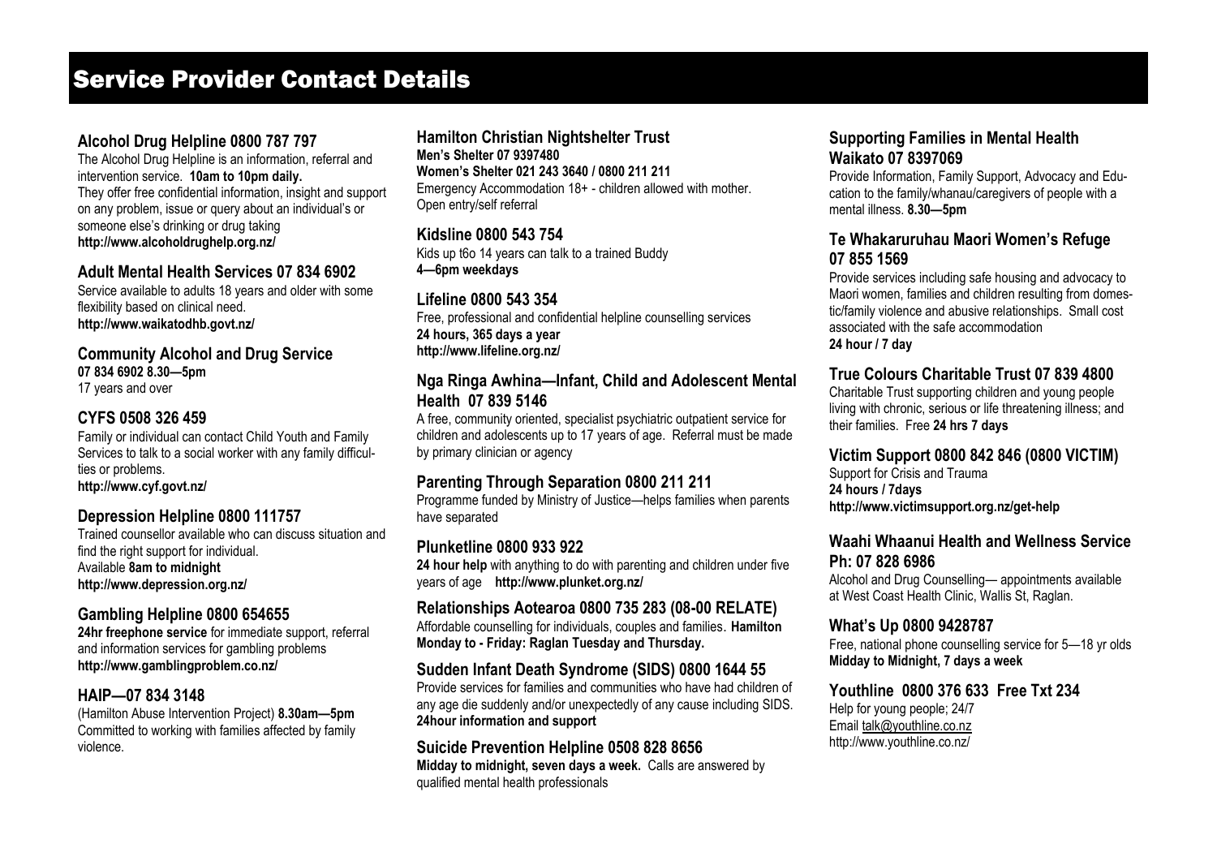# Service Provider Contact Details

### Alcohol Drug Helpline 0800 787 797

The Alcohol Drug Helpline is an information, referral and intervention service. **10am to 10pm daily.**
They offer free confidential information, insight and support on any problem, issue or query about an individual's or someone else's drinking or drug taking
**http://www.alcoholdrughelp.org.nz/**

### Adult Mental Health Services 07 834 6902

Service available to adults 18 years and older with some flexibility based on clinical need.
**http://www.waikatodhb.govt.nz/**

### Community Alcohol and Drug Service

**07 834 6902 8.30—5pm**
17 years and over

### CYFS 0508 326 459

Family or individual can contact Child Youth and Family Services to talk to a social worker with any family difficulties or problems.
**http://www.cyf.govt.nz/**

### Depression Helpline 0800 111757

Trained counsellor available who can discuss situation and find the right support for individual.
Available **8am to midnight**
**http://www.depression.org.nz/**

### Gambling Helpline 0800 654655

**24hr freephone service** for immediate support, referral and information services for gambling problems
**http://www.gamblingproblem.co.nz/**

### HAIP—07 834 3148

(Hamilton Abuse Intervention Project) **8.30am—5pm**
Committed to working with families affected by family violence.

### Hamilton Christian Nightshelter Trust

**Men's Shelter 07 9397480**
**Women's Shelter 021 243 3640 / 0800 211 211**
Emergency Accommodation 18+ - children allowed with mother. Open entry/self referral

### Kidsline 0800 543 754

Kids up t6o 14 years can talk to a trained Buddy
**4—6pm weekdays**

### Lifeline 0800 543 354

Free, professional and confidential helpline counselling services
**24 hours, 365 days a year**
**http://www.lifeline.org.nz/**

### Nga Ringa Awhina—Infant, Child and Adolescent Mental Health 07 839 5146

A free, community oriented, specialist psychiatric outpatient service for children and adolescents up to 17 years of age. Referral must be made by primary clinician or agency

### Parenting Through Separation 0800 211 211

Programme funded by Ministry of Justice—helps families when parents have separated

### Plunketline 0800 933 922

**24 hour help** with anything to do with parenting and children under five years of age **http://www.plunket.org.nz/**

### Relationships Aotearoa 0800 735 283 (08-00 RELATE)

Affordable counselling for individuals, couples and families. **Hamilton Monday to - Friday: Raglan Tuesday and Thursday.**

### Sudden Infant Death Syndrome (SIDS) 0800 1644 55

Provide services for families and communities who have had children of any age die suddenly and/or unexpectedly of any cause including SIDS.
**24hour information and support**

### Suicide Prevention Helpline 0508 828 8656

**Midday to midnight, seven days a week.** Calls are answered by qualified mental health professionals

### Supporting Families in Mental Health Waikato 07 8397069

Provide Information, Family Support, Advocacy and Education to the family/whanau/caregivers of people with a mental illness. **8.30—5pm**

### Te Whakaruruhau Maori Women's Refuge 07 855 1569

Provide services including safe housing and advocacy to Maori women, families and children resulting from domestic/family violence and abusive relationships. Small cost associated with the safe accommodation
**24 hour / 7 day**

### True Colours Charitable Trust 07 839 4800

Charitable Trust supporting children and young people living with chronic, serious or life threatening illness; and their families. Free **24 hrs 7 days**

### Victim Support 0800 842 846 (0800 VICTIM)

Support for Crisis and Trauma
**24 hours / 7days**
**http://www.victimsupport.org.nz/get-help**

### Waahi Whaanui Health and Wellness Service Ph: 07 828 6986

Alcohol and Drug Counselling— appointments available at West Coast Health Clinic, Wallis St, Raglan.

### What's Up 0800 9428787

Free, national phone counselling service for 5—18 yr olds
**Midday to Midnight, 7 days a week**

### Youthline 0800 376 633 Free Txt 234

Help for young people; 24/7
Email talk@youthline.co.nz
http://www.youthline.co.nz/